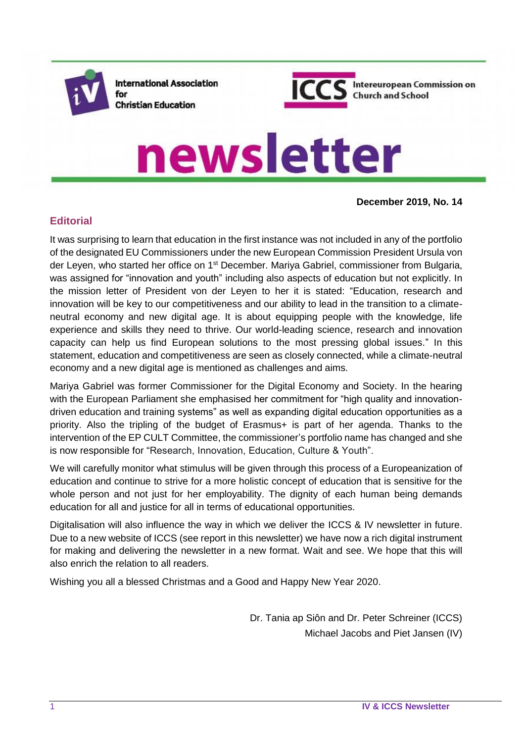International Association for Christian Education

Intereuropean Commission on Church and School

# newsletter

**December 2019, No. 14**

## Editorial

It was surprising to learn that education in the first instance was not included in any of the portfolio of the designated EU Commissioners under the new European Commission President Ursula von der Leyen, who started her office on 1st December. Mariya Gabriel, commissioner from Bulgaria, was assigned for "innovation and youth" including also aspects of education but not explicitly. In the mission letter of President von der Leyen to her it is stated: "Education, research and innovation will be key to our competitiveness and our ability to lead in the transition to a climate-neutral economy and new digital age. It is about equipping people with the knowledge, life experience and skills they need to thrive. Our world-leading science, research and innovation capacity can help us find European solutions to the most pressing global issues." In this statement, education and competitiveness are seen as closely connected, while a climate-neutral economy and a new digital age is mentioned as challenges and aims.

Mariya Gabriel was former Commissioner for the Digital Economy and Society. In the hearing with the European Parliament she emphasised her commitment for "high quality and innovation-driven education and training systems" as well as expanding digital education opportunities as a priority. Also the tripling of the budget of Erasmus+ is part of her agenda. Thanks to the intervention of the EP CULT Committee, the commissioner's portfolio name has changed and she is now responsible for "Research, Innovation, Education, Culture & Youth".

We will carefully monitor what stimulus will be given through this process of a Europeanization of education and continue to strive for a more holistic concept of education that is sensitive for the whole person and not just for her employability. The dignity of each human being demands education for all and justice for all in terms of educational opportunities.

Digitalisation will also influence the way in which we deliver the ICCS & IV newsletter in future. Due to a new website of ICCS (see report in this newsletter) we have now a rich digital instrument for making and delivering the newsletter in a new format. Wait and see. We hope that this will also enrich the relation to all readers.

Wishing you all a blessed Christmas and a Good and Happy New Year 2020.

Dr. Tania ap Siôn and Dr. Peter Schreiner (ICCS)
Michael Jacobs and Piet Jansen (IV)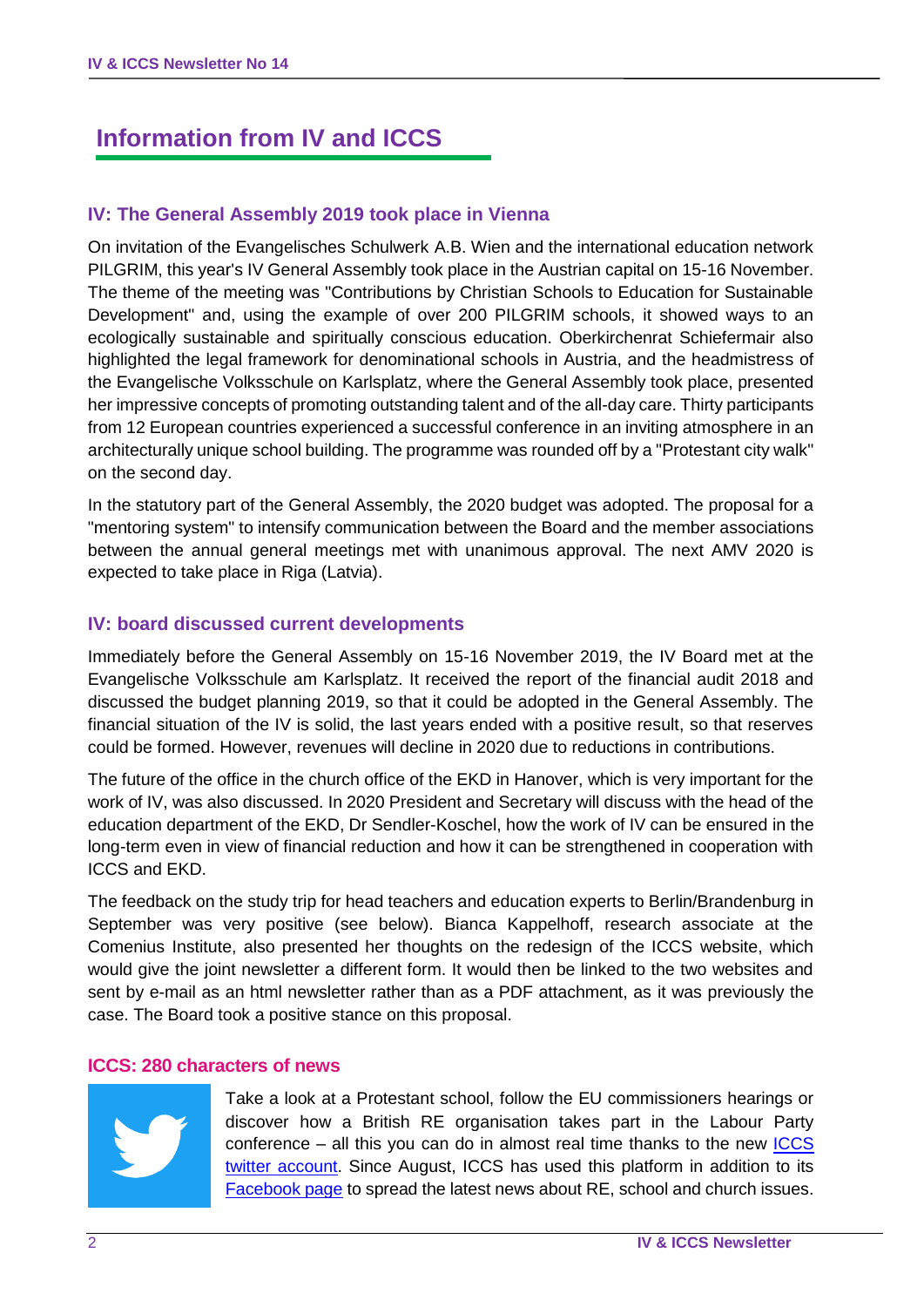# Information from IV and ICCS

## IV: The General Assembly 2019 took place in Vienna

On invitation of the Evangelisches Schulwerk A.B. Wien and the international education network PILGRIM, this year's IV General Assembly took place in the Austrian capital on 15-16 November. The theme of the meeting was "Contributions by Christian Schools to Education for Sustainable Development" and, using the example of over 200 PILGRIM schools, it showed ways to an ecologically sustainable and spiritually conscious education. Oberkirchenrat Schiefermair also highlighted the legal framework for denominational schools in Austria, and the headmistress of the Evangelische Volksschule on Karlsplatz, where the General Assembly took place, presented her impressive concepts of promoting outstanding talent and of the all-day care. Thirty participants from 12 European countries experienced a successful conference in an inviting atmosphere in an architecturally unique school building. The programme was rounded off by a "Protestant city walk" on the second day.

In the statutory part of the General Assembly, the 2020 budget was adopted. The proposal for a "mentoring system" to intensify communication between the Board and the member associations between the annual general meetings met with unanimous approval. The next AMV 2020 is expected to take place in Riga (Latvia).

## IV: board discussed current developments

Immediately before the General Assembly on 15-16 November 2019, the IV Board met at the Evangelische Volksschule am Karlsplatz. It received the report of the financial audit 2018 and discussed the budget planning 2019, so that it could be adopted in the General Assembly. The financial situation of the IV is solid, the last years ended with a positive result, so that reserves could be formed. However, revenues will decline in 2020 due to reductions in contributions.

The future of the office in the church office of the EKD in Hanover, which is very important for the work of IV, was also discussed. In 2020 President and Secretary will discuss with the head of the education department of the EKD, Dr Sendler-Koschel, how the work of IV can be ensured in the long-term even in view of financial reduction and how it can be strengthened in cooperation with ICCS and EKD.

The feedback on the study trip for head teachers and education experts to Berlin/Brandenburg in September was very positive (see below). Bianca Kappelhoff, research associate at the Comenius Institute, also presented her thoughts on the redesign of the ICCS website, which would give the joint newsletter a different form. It would then be linked to the two websites and sent by e-mail as an html newsletter rather than as a PDF attachment, as it was previously the case. The Board took a positive stance on this proposal.

## ICCS: 280 characters of news

Take a look at a Protestant school, follow the EU commissioners hearings or discover how a British RE organisation takes part in the Labour Party conference – all this you can do in almost real time thanks to the new ICCS twitter account. Since August, ICCS has used this platform in addition to its Facebook page to spread the latest news about RE, school and church issues.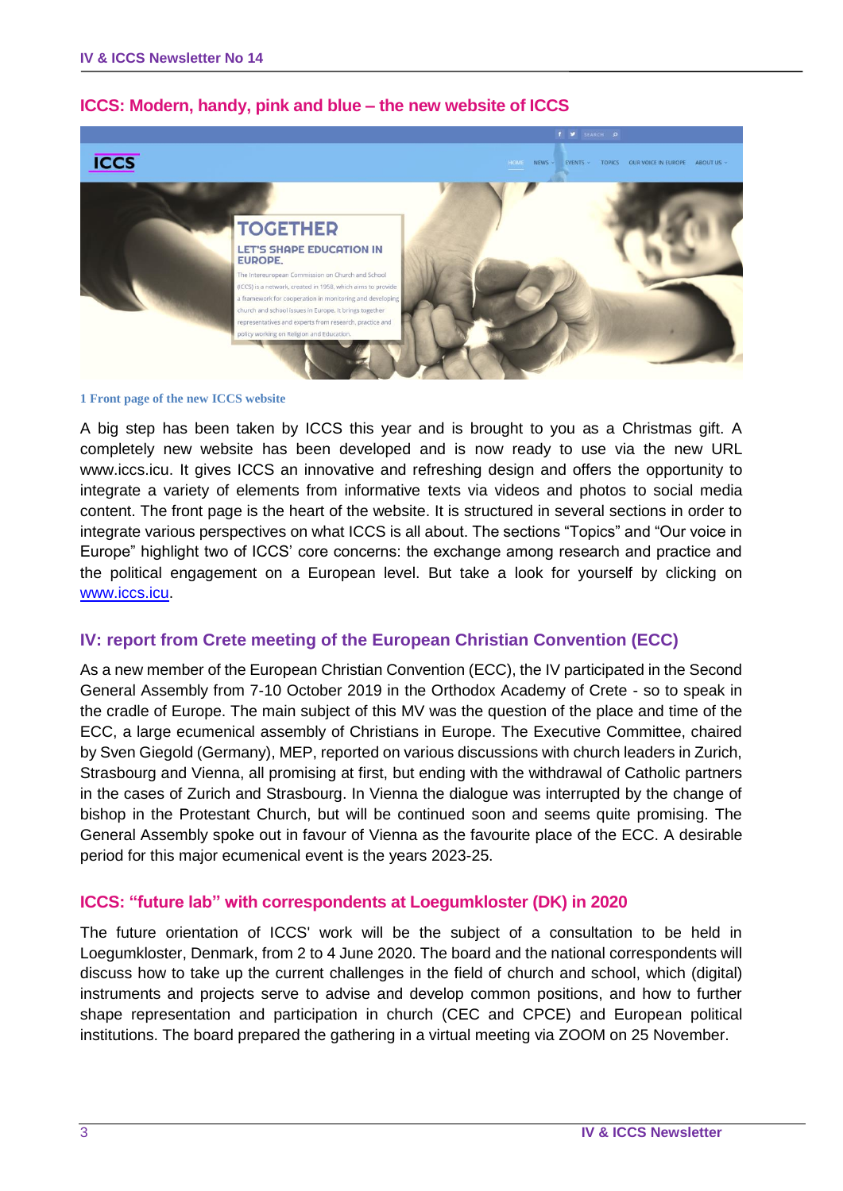## ICCS: Modern, handy, pink and blue – the new website of ICCS

1 Front page of the new ICCS website

A big step has been taken by ICCS this year and is brought to you as a Christmas gift. A completely new website has been developed and is now ready to use via the new URL www.iccs.icu. It gives ICCS an innovative and refreshing design and offers the opportunity to integrate a variety of elements from informative texts via videos and photos to social media content. The front page is the heart of the website. It is structured in several sections in order to integrate various perspectives on what ICCS is all about. The sections "Topics" and "Our voice in Europe" highlight two of ICCS' core concerns: the exchange among research and practice and the political engagement on a European level. But take a look for yourself by clicking on [www.iccs.icu](http://www.iccs.icu).

## IV: report from Crete meeting of the European Christian Convention (ECC)

As a new member of the European Christian Convention (ECC), the IV participated in the Second General Assembly from 7-10 October 2019 in the Orthodox Academy of Crete - so to speak in the cradle of Europe. The main subject of this MV was the question of the place and time of the ECC, a large ecumenical assembly of Christians in Europe. The Executive Committee, chaired by Sven Giegold (Germany), MEP, reported on various discussions with church leaders in Zurich, Strasbourg and Vienna, all promising at first, but ending with the withdrawal of Catholic partners in the cases of Zurich and Strasbourg. In Vienna the dialogue was interrupted by the change of bishop in the Protestant Church, but will be continued soon and seems quite promising. The General Assembly spoke out in favour of Vienna as the favourite place of the ECC. A desirable period for this major ecumenical event is the years 2023-25.

## ICCS: "future lab" with correspondents at Loegumkloster (DK) in 2020

The future orientation of ICCS' work will be the subject of a consultation to be held in Loegumkloster, Denmark, from 2 to 4 June 2020. The board and the national correspondents will discuss how to take up the current challenges in the field of church and school, which (digital) instruments and projects serve to advise and develop common positions, and how to further shape representation and participation in church (CEC and CPCE) and European political institutions. The board prepared the gathering in a virtual meeting via ZOOM on 25 November.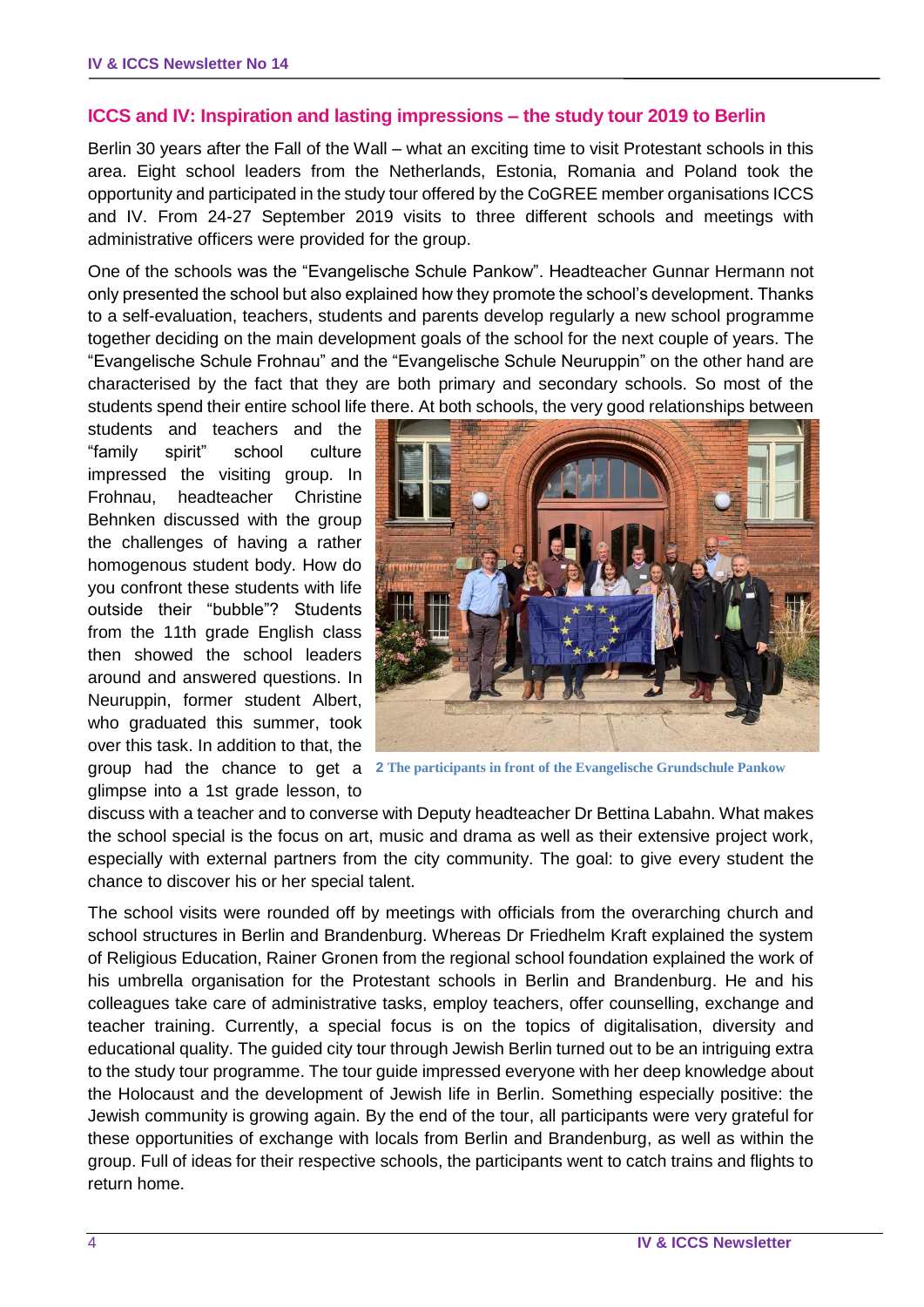## ICCS and IV: Inspiration and lasting impressions – the study tour 2019 to Berlin

Berlin 30 years after the Fall of the Wall – what an exciting time to visit Protestant schools in this area. Eight school leaders from the Netherlands, Estonia, Romania and Poland took the opportunity and participated in the study tour offered by the CoGREE member organisations ICCS and IV. From 24-27 September 2019 visits to three different schools and meetings with administrative officers were provided for the group.

One of the schools was the "Evangelische Schule Pankow". Headteacher Gunnar Hermann not only presented the school but also explained how they promote the school's development. Thanks to a self-evaluation, teachers, students and parents develop regularly a new school programme together deciding on the main development goals of the school for the next couple of years. The "Evangelische Schule Frohnau" and the "Evangelische Schule Neuruppin" on the other hand are characterised by the fact that they are both primary and secondary schools. So most of the students spend their entire school life there. At both schools, the very good relationships between students and teachers and the "family spirit" school culture impressed the visiting group. In Frohnau, headteacher Christine Behnken discussed with the group the challenges of having a rather homogenous student body. How do you confront these students with life outside their "bubble"? Students from the 11th grade English class then showed the school leaders around and answered questions. In Neuruppin, former student Albert, who graduated this summer, took over this task. In addition to that, the group had the chance to get a glimpse into a 1st grade lesson, to discuss with a teacher and to converse with Deputy headteacher Dr Bettina Labahn. What makes the school special is the focus on art, music and drama as well as their extensive project work, especially with external partners from the city community. The goal: to give every student the chance to discover his or her special talent.

2 The participants in front of the Evangelische Grundschule Pankow

The school visits were rounded off by meetings with officials from the overarching church and school structures in Berlin and Brandenburg. Whereas Dr Friedhelm Kraft explained the system of Religious Education, Rainer Gronen from the regional school foundation explained the work of his umbrella organisation for the Protestant schools in Berlin and Brandenburg. He and his colleagues take care of administrative tasks, employ teachers, offer counselling, exchange and teacher training. Currently, a special focus is on the topics of digitalisation, diversity and educational quality. The guided city tour through Jewish Berlin turned out to be an intriguing extra to the study tour programme. The tour guide impressed everyone with her deep knowledge about the Holocaust and the development of Jewish life in Berlin. Something especially positive: the Jewish community is growing again. By the end of the tour, all participants were very grateful for these opportunities of exchange with locals from Berlin and Brandenburg, as well as within the group. Full of ideas for their respective schools, the participants went to catch trains and flights to return home.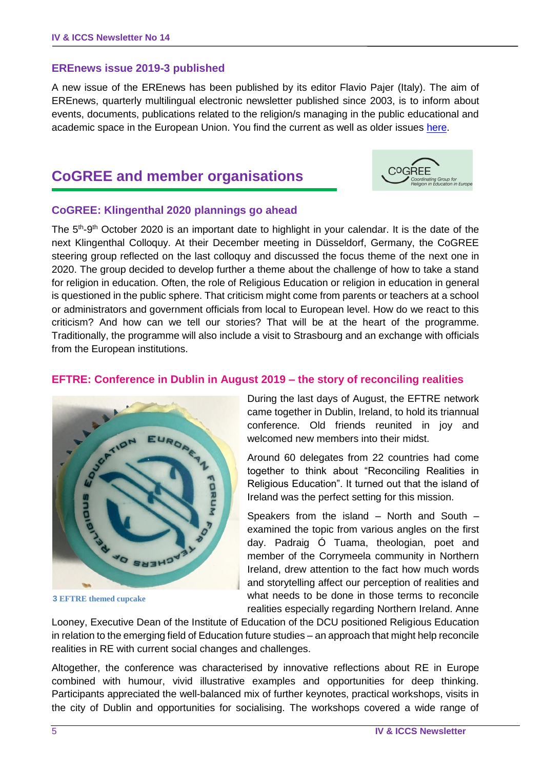### EREnews issue 2019-3 published

A new issue of the EREnews has been published by its editor Flavio Pajer (Italy). The aim of EREnews, quarterly multilingual electronic newsletter published since 2003, is to inform about events, documents, publications related to the religion/s managing in the public educational and academic space in the European Union. You find the current as well as older issues here.

## CoGREE and member organisations

### CoGREE: Klingenthal 2020 plannings go ahead

The 5th-9th October 2020 is an important date to highlight in your calendar. It is the date of the next Klingenthal Colloquy. At their December meeting in Düsseldorf, Germany, the CoGREE steering group reflected on the last colloquy and discussed the focus theme of the next one in 2020. The group decided to develop further a theme about the challenge of how to take a stand for religion in education. Often, the role of Religious Education or religion in education in general is questioned in the public sphere. That criticism might come from parents or teachers at a school or administrators and government officials from local to European level. How do we react to this criticism? And how can we tell our stories? That will be at the heart of the programme. Traditionally, the programme will also include a visit to Strasbourg and an exchange with officials from the European institutions.

### EFTRE: Conference in Dublin in August 2019 – the story of reconciling realities

3 EFTRE themed cupcake

During the last days of August, the EFTRE network came together in Dublin, Ireland, to hold its triannual conference. Old friends reunited in joy and welcomed new members into their midst.

Around 60 delegates from 22 countries had come together to think about "Reconciling Realities in Religious Education". It turned out that the island of Ireland was the perfect setting for this mission.

Speakers from the island – North and South – examined the topic from various angles on the first day. Padraig Ó Tuama, theologian, poet and member of the Corrymeela community in Northern Ireland, drew attention to the fact how much words and storytelling affect our perception of realities and what needs to be done in those terms to reconcile realities especially regarding Northern Ireland. Anne Looney, Executive Dean of the Institute of Education of the DCU positioned Religious Education in relation to the emerging field of Education future studies – an approach that might help reconcile realities in RE with current social changes and challenges.

Altogether, the conference was characterised by innovative reflections about RE in Europe combined with humour, vivid illustrative examples and opportunities for deep thinking. Participants appreciated the well-balanced mix of further keynotes, practical workshops, visits in the city of Dublin and opportunities for socialising. The workshops covered a wide range of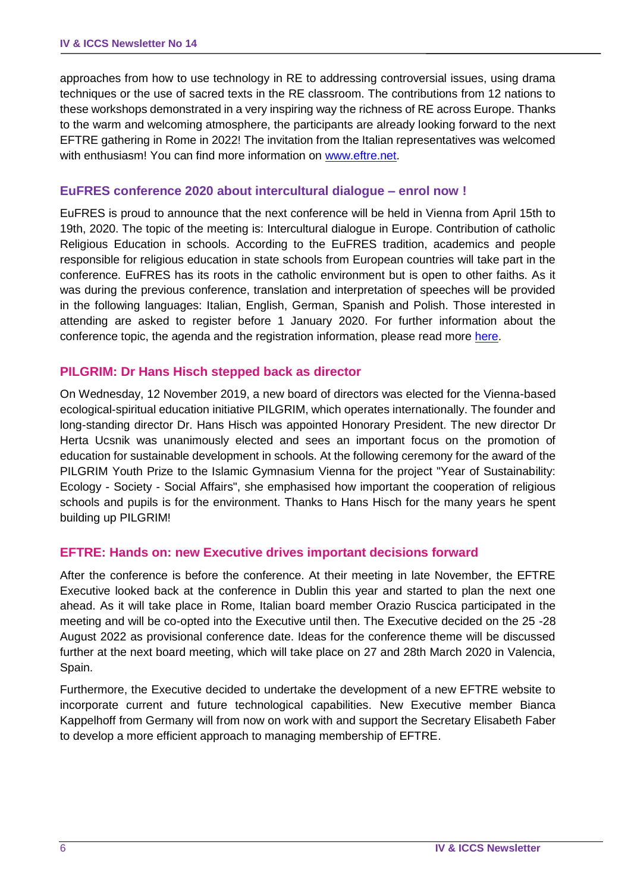approaches from how to use technology in RE to addressing controversial issues, using drama techniques or the use of sacred texts in the RE classroom. The contributions from 12 nations to these workshops demonstrated in a very inspiring way the richness of RE across Europe. Thanks to the warm and welcoming atmosphere, the participants are already looking forward to the next EFTRE gathering in Rome in 2022! The invitation from the Italian representatives was welcomed with enthusiasm! You can find more information on [www.eftre.net](www.eftre.net).

## EuFRES conference 2020 about intercultural dialogue – enrol now !

EuFRES is proud to announce that the next conference will be held in Vienna from April 15th to 19th, 2020. The topic of the meeting is: Intercultural dialogue in Europe. Contribution of catholic Religious Education in schools. According to the EuFRES tradition, academics and people responsible for religious education in state schools from European countries will take part in the conference. EuFRES has its roots in the catholic environment but is open to other faiths. As it was during the previous conference, translation and interpretation of speeches will be provided in the following languages: Italian, English, German, Spanish and Polish. Those interested in attending are asked to register before 1 January 2020. For further information about the conference topic, the agenda and the registration information, please read more here.

## PILGRIM: Dr Hans Hisch stepped back as director

On Wednesday, 12 November 2019, a new board of directors was elected for the Vienna-based ecological-spiritual education initiative PILGRIM, which operates internationally. The founder and long-standing director Dr. Hans Hisch was appointed Honorary President. The new director Dr Herta Ucsnik was unanimously elected and sees an important focus on the promotion of education for sustainable development in schools. At the following ceremony for the award of the PILGRIM Youth Prize to the Islamic Gymnasium Vienna for the project "Year of Sustainability: Ecology - Society - Social Affairs", she emphasised how important the cooperation of religious schools and pupils is for the environment. Thanks to Hans Hisch for the many years he spent building up PILGRIM!

## EFTRE: Hands on: new Executive drives important decisions forward

After the conference is before the conference. At their meeting in late November, the EFTRE Executive looked back at the conference in Dublin this year and started to plan the next one ahead. As it will take place in Rome, Italian board member Orazio Ruscica participated in the meeting and will be co-opted into the Executive until then. The Executive decided on the 25 -28 August 2022 as provisional conference date. Ideas for the conference theme will be discussed further at the next board meeting, which will take place on 27 and 28th March 2020 in Valencia, Spain.

Furthermore, the Executive decided to undertake the development of a new EFTRE website to incorporate current and future technological capabilities. New Executive member Bianca Kappelhoff from Germany will from now on work with and support the Secretary Elisabeth Faber to develop a more efficient approach to managing membership of EFTRE.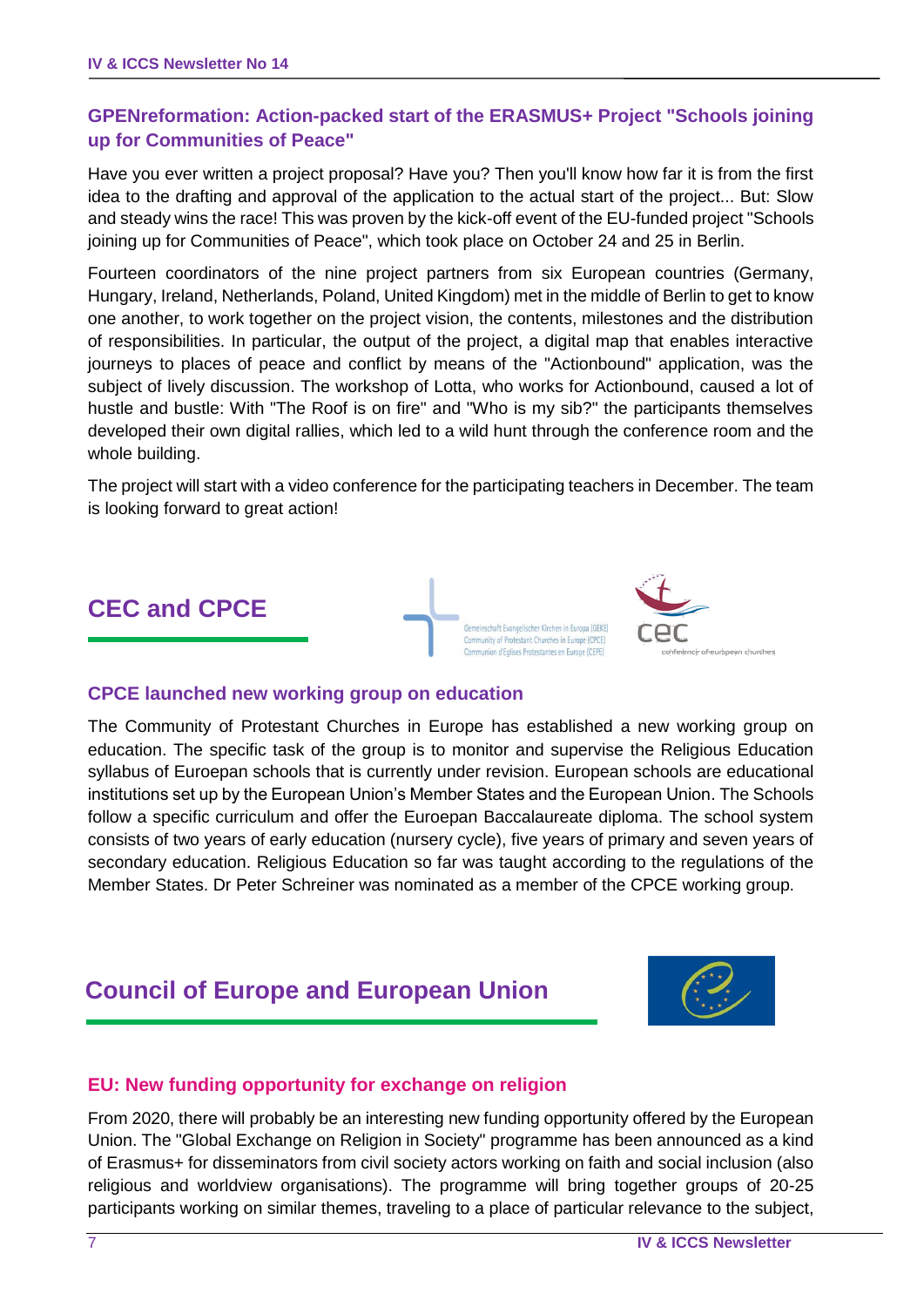## GPENreformation: Action-packed start of the ERASMUS+ Project "Schools joining up for Communities of Peace"

Have you ever written a project proposal? Have you? Then you'll know how far it is from the first idea to the drafting and approval of the application to the actual start of the project... But: Slow and steady wins the race! This was proven by the kick-off event of the EU-funded project "Schools joining up for Communities of Peace", which took place on October 24 and 25 in Berlin.

Fourteen coordinators of the nine project partners from six European countries (Germany, Hungary, Ireland, Netherlands, Poland, United Kingdom) met in the middle of Berlin to get to know one another, to work together on the project vision, the contents, milestones and the distribution of responsibilities. In particular, the output of the project, a digital map that enables interactive journeys to places of peace and conflict by means of the "Actionbound" application, was the subject of lively discussion. The workshop of Lotta, who works for Actionbound, caused a lot of hustle and bustle: With "The Roof is on fire" and "Who is my sib?" the participants themselves developed their own digital rallies, which led to a wild hunt through the conference room and the whole building.

The project will start with a video conference for the participating teachers in December. The team is looking forward to great action!

# CEC and CPCE

## CPCE launched new working group on education

The Community of Protestant Churches in Europe has established a new working group on education. The specific task of the group is to monitor and supervise the Religious Education syllabus of Euroepan schools that is currently under revision. European schools are educational institutions set up by the European Union's Member States and the European Union. The Schools follow a specific curriculum and offer the Euroepan Baccalaureate diploma. The school system consists of two years of early education (nursery cycle), five years of primary and seven years of secondary education. Religious Education so far was taught according to the regulations of the Member States. Dr Peter Schreiner was nominated as a member of the CPCE working group.

# Council of Europe and European Union

## EU: New funding opportunity for exchange on religion

From 2020, there will probably be an interesting new funding opportunity offered by the European Union. The "Global Exchange on Religion in Society" programme has been announced as a kind of Erasmus+ for disseminators from civil society actors working on faith and social inclusion (also religious and worldview organisations). The programme will bring together groups of 20-25 participants working on similar themes, traveling to a place of particular relevance to the subject,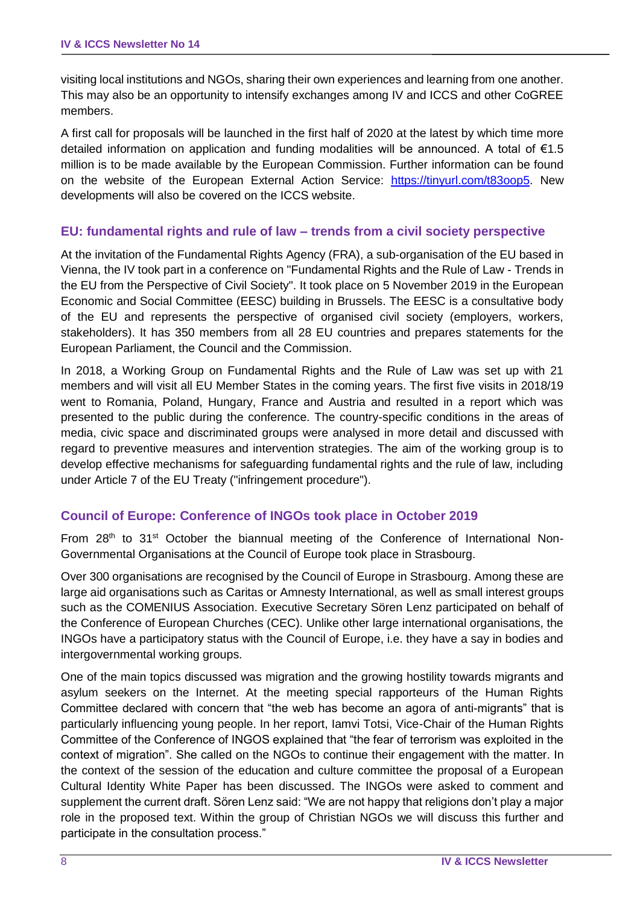visiting local institutions and NGOs, sharing their own experiences and learning from one another. This may also be an opportunity to intensify exchanges among IV and ICCS and other CoGREE members.

A first call for proposals will be launched in the first half of 2020 at the latest by which time more detailed information on application and funding modalities will be announced. A total of €1.5 million is to be made available by the European Commission. Further information can be found on the website of the European External Action Service: https://tinyurl.com/t83oop5. New developments will also be covered on the ICCS website.

## EU: fundamental rights and rule of law – trends from a civil society perspective

At the invitation of the Fundamental Rights Agency (FRA), a sub-organisation of the EU based in Vienna, the IV took part in a conference on "Fundamental Rights and the Rule of Law - Trends in the EU from the Perspective of Civil Society". It took place on 5 November 2019 in the European Economic and Social Committee (EESC) building in Brussels. The EESC is a consultative body of the EU and represents the perspective of organised civil society (employers, workers, stakeholders). It has 350 members from all 28 EU countries and prepares statements for the European Parliament, the Council and the Commission.

In 2018, a Working Group on Fundamental Rights and the Rule of Law was set up with 21 members and will visit all EU Member States in the coming years. The first five visits in 2018/19 went to Romania, Poland, Hungary, France and Austria and resulted in a report which was presented to the public during the conference. The country-specific conditions in the areas of media, civic space and discriminated groups were analysed in more detail and discussed with regard to preventive measures and intervention strategies. The aim of the working group is to develop effective mechanisms for safeguarding fundamental rights and the rule of law, including under Article 7 of the EU Treaty ("infringement procedure").

## Council of Europe: Conference of INGOs took place in October 2019

From 28th to 31st October the biannual meeting of the Conference of International Non-Governmental Organisations at the Council of Europe took place in Strasbourg.

Over 300 organisations are recognised by the Council of Europe in Strasbourg. Among these are large aid organisations such as Caritas or Amnesty International, as well as small interest groups such as the COMENIUS Association. Executive Secretary Sören Lenz participated on behalf of the Conference of European Churches (CEC). Unlike other large international organisations, the INGOs have a participatory status with the Council of Europe, i.e. they have a say in bodies and intergovernmental working groups.

One of the main topics discussed was migration and the growing hostility towards migrants and asylum seekers on the Internet. At the meeting special rapporteurs of the Human Rights Committee declared with concern that "the web has become an agora of anti-migrants" that is particularly influencing young people. In her report, Iamvi Totsi, Vice-Chair of the Human Rights Committee of the Conference of INGOS explained that "the fear of terrorism was exploited in the context of migration". She called on the NGOs to continue their engagement with the matter. In the context of the session of the education and culture committee the proposal of a European Cultural Identity White Paper has been discussed. The INGOs were asked to comment and supplement the current draft. Sören Lenz said: "We are not happy that religions don't play a major role in the proposed text. Within the group of Christian NGOs we will discuss this further and participate in the consultation process."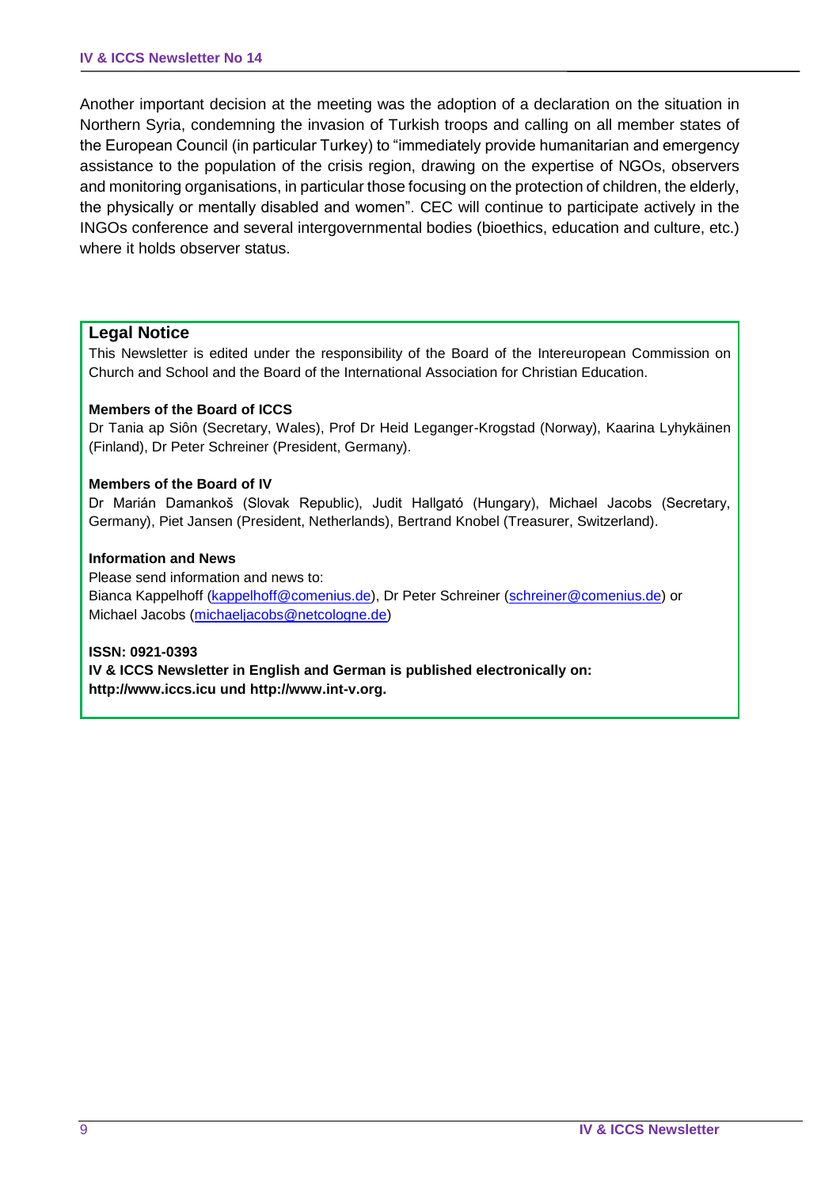Another important decision at the meeting was the adoption of a declaration on the situation in Northern Syria, condemning the invasion of Turkish troops and calling on all member states of the European Council (in particular Turkey) to "immediately provide humanitarian and emergency assistance to the population of the crisis region, drawing on the expertise of NGOs, observers and monitoring organisations, in particular those focusing on the protection of children, the elderly, the physically or mentally disabled and women". CEC will continue to participate actively in the INGOs conference and several intergovernmental bodies (bioethics, education and culture, etc.) where it holds observer status.

## Legal Notice

This Newsletter is edited under the responsibility of the Board of the Intereuropean Commission on Church and School and the Board of the International Association for Christian Education.

**Members of the Board of ICCS**

Dr Tania ap Siôn (Secretary, Wales), Prof Dr Heid Leganger-Krogstad (Norway), Kaarina Lyhykäinen (Finland), Dr Peter Schreiner (President, Germany).

**Members of the Board of IV**

Dr Marián Damankoš (Slovak Republic), Judit Hallgató (Hungary), Michael Jacobs (Secretary, Germany), Piet Jansen (President, Netherlands), Bertrand Knobel (Treasurer, Switzerland).

**Information and News**

Please send information and news to:
Bianca Kappelhoff (kappelhoff@comenius.de), Dr Peter Schreiner (schreiner@comenius.de) or Michael Jacobs (michaeljacobs@netcologne.de)

**ISSN: 0921-0393**
**IV & ICCS Newsletter in English and German is published electronically on: http://www.iccs.icu und http://www.int-v.org.**